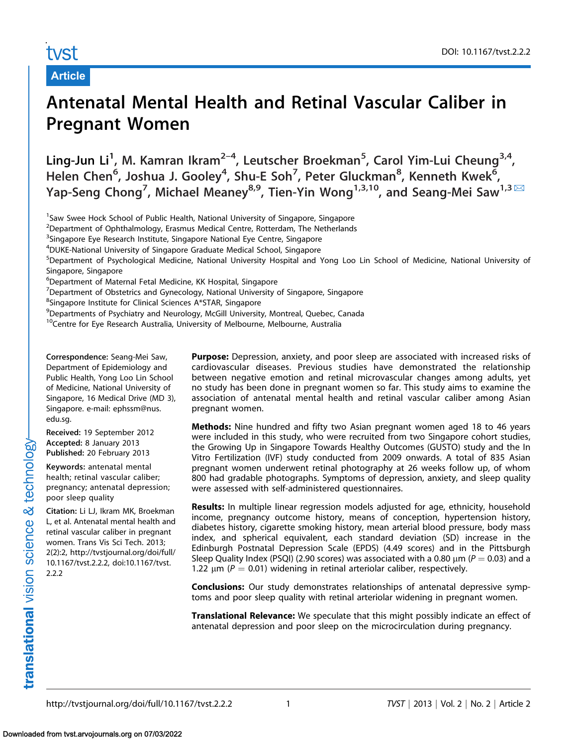Article

# Antenatal Mental Health and Retinal Vascular Caliber in Pregnant Women

**Ling-Jun Li[1], M. Kamran Ikram[2–4], Leutscher Broekman[5], Carol Yim-Lui Cheung[3,4], Helen Chen[6], Joshua J. Gooley[4], Shu-E Soh[7], Peter Gluckman[8], Kenneth Kwek[6], Yap-Seng Chong[7], Michael Meaney[8,9], Tien-Yin Wong[1,3,10], and Seang-Mei Saw[1,3]**

[1]Saw Swee Hock School of Public Health, National University of Singapore, Singapore
[2]Department of Ophthalmology, Erasmus Medical Centre, Rotterdam, The Netherlands
[3]Singapore Eye Research Institute, Singapore National Eye Centre, Singapore
[4]DUKE-National University of Singapore Graduate Medical School, Singapore
[5]Department of Psychological Medicine, National University Hospital and Yong Loo Lin School of Medicine, National University of Singapore, Singapore
[6]Department of Maternal Fetal Medicine, KK Hospital, Singapore
[7]Department of Obstetrics and Gynecology, National University of Singapore, Singapore
[8]Singapore Institute for Clinical Sciences A*STAR, Singapore
[9]Departments of Psychiatry and Neurology, McGill University, Montreal, Quebec, Canada
[10]Centre for Eye Research Australia, University of Melbourne, Melbourne, Australia

**Correspondence:** Seang-Mei Saw, Department of Epidemiology and Public Health, Yong Loo Lin School of Medicine, National University of Singapore, 16 Medical Drive (MD 3), Singapore. e-mail: ephssm@nus.edu.sg.

**Received:** 19 September 2012
**Accepted:** 8 January 2013
**Published:** 20 February 2013

**Keywords:** antenatal mental health; retinal vascular caliber; pregnancy; antenatal depression; poor sleep quality

**Citation:** Li LJ, Ikram MK, Broekman L, et al. Antenatal mental health and retinal vascular caliber in pregnant women. Trans Vis Sci Tech. 2013; 2(2):2, http://tvstjournal.org/doi/full/10.1167/tvst.2.2.2, doi:10.1167/tvst.2.2.2

**Purpose:** Depression, anxiety, and poor sleep are associated with increased risks of cardiovascular diseases. Previous studies have demonstrated the relationship between negative emotion and retinal microvascular changes among adults, yet no study has been done in pregnant women so far. This study aims to examine the association of antenatal mental health and retinal vascular caliber among Asian pregnant women.

**Methods:** Nine hundred and fifty two Asian pregnant women aged 18 to 46 years were included in this study, who were recruited from two Singapore cohort studies, the Growing Up in Singapore Towards Healthy Outcomes (GUSTO) study and the In Vitro Fertilization (IVF) study conducted from 2009 onwards. A total of 835 Asian pregnant women underwent retinal photography at 26 weeks follow up, of whom 800 had gradable photographs. Symptoms of depression, anxiety, and sleep quality were assessed with self-administered questionnaires.

**Results:** In multiple linear regression models adjusted for age, ethnicity, household income, pregnancy outcome history, means of conception, hypertension history, diabetes history, cigarette smoking history, mean arterial blood pressure, body mass index, and spherical equivalent, each standard deviation (SD) increase in the Edinburgh Postnatal Depression Scale (EPDS) (4.49 scores) and in the Pittsburgh Sleep Quality Index (PSQI) (2.90 scores) was associated with a 0.80 μm ($P = 0.03$) and a 1.22 μm ($P = 0.01$) widening in retinal arteriolar caliber, respectively.

**Conclusions:** Our study demonstrates relationships of antenatal depressive symptoms and poor sleep quality with retinal arteriolar widening in pregnant women.

**Translational Relevance:** We speculate that this might possibly indicate an effect of antenatal depression and poor sleep on the microcirculation during pregnancy.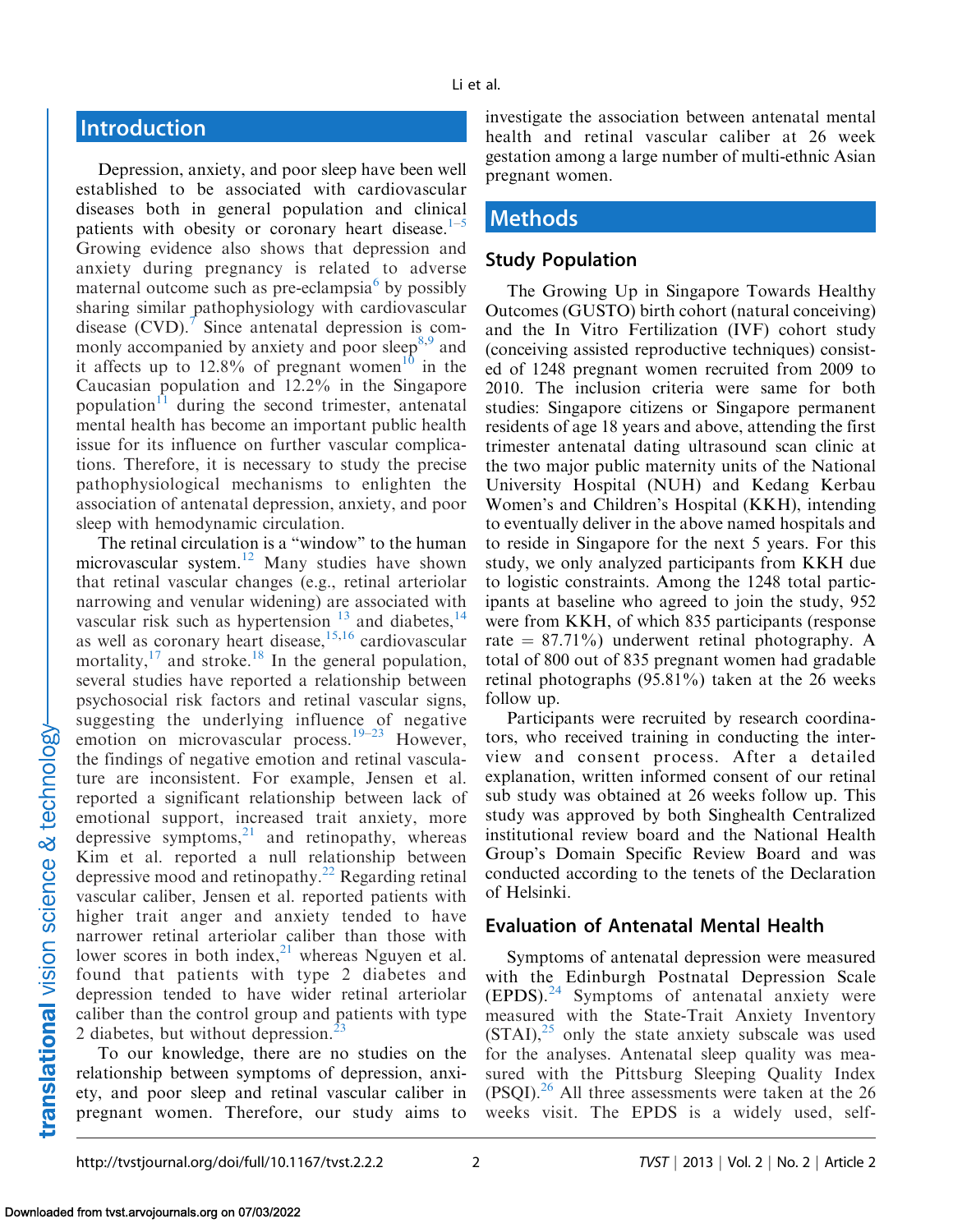## Introduction

Depression, anxiety, and poor sleep have been well established to be associated with cardiovascular diseases both in general population and clinical patients with obesity or coronary heart disease.[1–5] Growing evidence also shows that depression and anxiety during pregnancy is related to adverse maternal outcome such as pre-eclampsia[6] by possibly sharing similar pathophysiology with cardiovascular disease (CVD).[7] Since antenatal depression is commonly accompanied by anxiety and poor sleep[8,9] and it affects up to 12.8% of pregnant women[10] in the Caucasian population and 12.2% in the Singapore population[11] during the second trimester, antenatal mental health has become an important public health issue for its influence on further vascular complications. Therefore, it is necessary to study the precise pathophysiological mechanisms to enlighten the association of antenatal depression, anxiety, and poor sleep with hemodynamic circulation.

The retinal circulation is a "window" to the human microvascular system.[12] Many studies have shown that retinal vascular changes (e.g., retinal arteriolar narrowing and venular widening) are associated with vascular risk such as hypertension [13] and diabetes,[14] as well as coronary heart disease,[15,16] cardiovascular mortality,[17] and stroke.[18] In the general population, several studies have reported a relationship between psychosocial risk factors and retinal vascular signs, suggesting the underlying influence of negative emotion on microvascular process.[19–23] However, the findings of negative emotion and retinal vasculature are inconsistent. For example, Jensen et al. reported a significant relationship between lack of emotional support, increased trait anxiety, more depressive symptoms,[21] and retinopathy, whereas Kim et al. reported a null relationship between depressive mood and retinopathy.[22] Regarding retinal vascular caliber, Jensen et al. reported patients with higher trait anger and anxiety tended to have narrower retinal arteriolar caliber than those with lower scores in both index,[21] whereas Nguyen et al. found that patients with type 2 diabetes and depression tended to have wider retinal arteriolar caliber than the control group and patients with type 2 diabetes, but without depression.[23]

To our knowledge, there are no studies on the relationship between symptoms of depression, anxiety, and poor sleep and retinal vascular caliber in pregnant women. Therefore, our study aims to investigate the association between antenatal mental health and retinal vascular caliber at 26 week gestation among a large number of multi-ethnic Asian pregnant women.

## Methods

### Study Population

The Growing Up in Singapore Towards Healthy Outcomes (GUSTO) birth cohort (natural conceiving) and the In Vitro Fertilization (IVF) cohort study (conceiving assisted reproductive techniques) consisted of 1248 pregnant women recruited from 2009 to 2010. The inclusion criteria were same for both studies: Singapore citizens or Singapore permanent residents of age 18 years and above, attending the first trimester antenatal dating ultrasound scan clinic at the two major public maternity units of the National University Hospital (NUH) and Kedang Kerbau Women's and Children's Hospital (KKH), intending to eventually deliver in the above named hospitals and to reside in Singapore for the next 5 years. For this study, we only analyzed participants from KKH due to logistic constraints. Among the 1248 total participants at baseline who agreed to join the study, 952 were from KKH, of which 835 participants (response rate = 87.71%) underwent retinal photography. A total of 800 out of 835 pregnant women had gradable retinal photographs (95.81%) taken at the 26 weeks follow up.

Participants were recruited by research coordinators, who received training in conducting the interview and consent process. After a detailed explanation, written informed consent of our retinal sub study was obtained at 26 weeks follow up. This study was approved by both Singhealth Centralized institutional review board and the National Health Group's Domain Specific Review Board and was conducted according to the tenets of the Declaration of Helsinki.

### Evaluation of Antenatal Mental Health

Symptoms of antenatal depression were measured with the Edinburgh Postnatal Depression Scale (EPDS).[24] Symptoms of antenatal anxiety were measured with the State-Trait Anxiety Inventory (STAI),[25] only the state anxiety subscale was used for the analyses. Antenatal sleep quality was measured with the Pittsburg Sleeping Quality Index (PSQI).[26] All three assessments were taken at the 26 weeks visit. The EPDS is a widely used, self-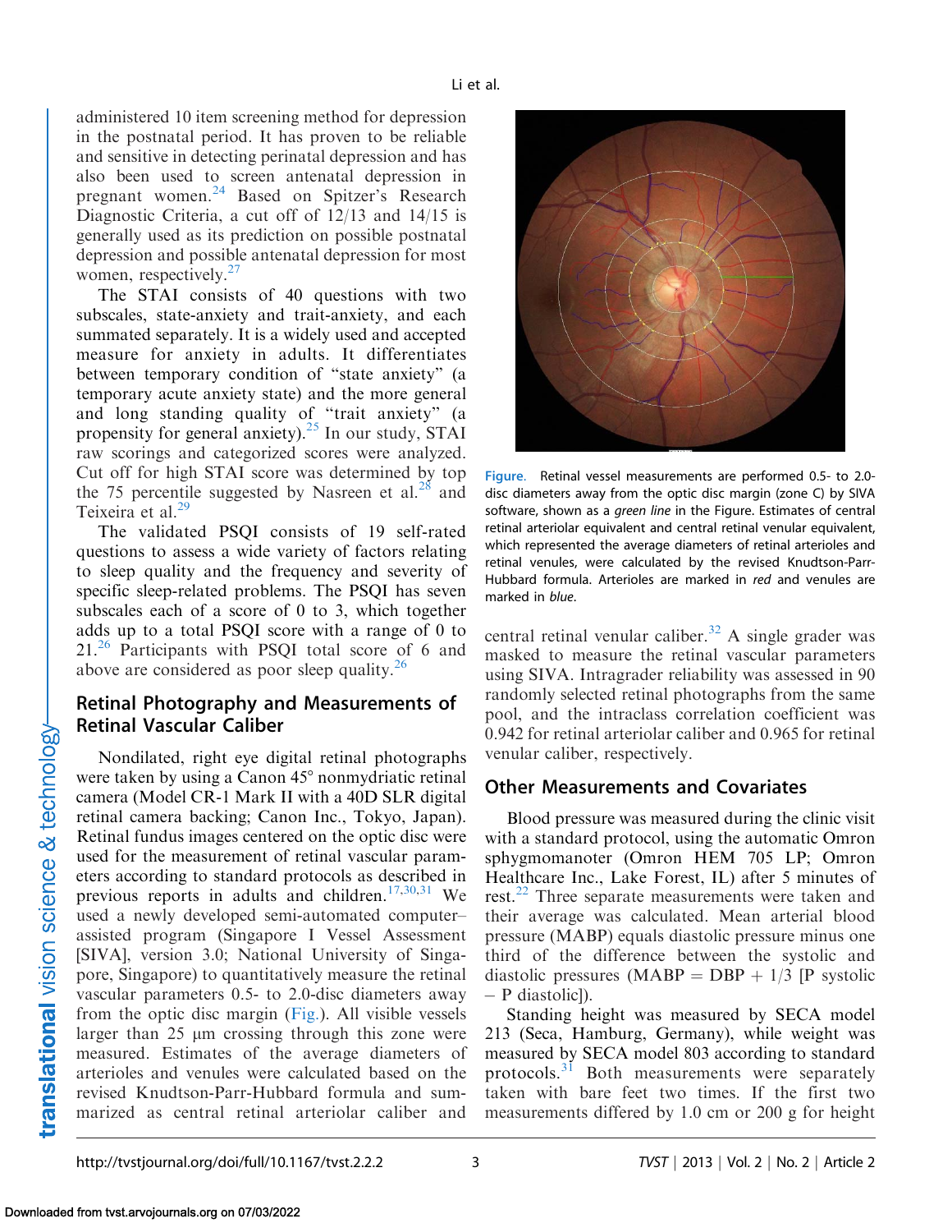administered 10 item screening method for depression in the postnatal period. It has proven to be reliable and sensitive in detecting perinatal depression and has also been used to screen antenatal depression in pregnant women.[24] Based on Spitzer's Research Diagnostic Criteria, a cut off of 12/13 and 14/15 is generally used as its prediction on possible postnatal depression and possible antenatal depression for most women, respectively.[27]

The STAI consists of 40 questions with two subscales, state-anxiety and trait-anxiety, and each summated separately. It is a widely used and accepted measure for anxiety in adults. It differentiates between temporary condition of "state anxiety" (a temporary acute anxiety state) and the more general and long standing quality of "trait anxiety" (a propensity for general anxiety).[25] In our study, STAI raw scorings and categorized scores were analyzed. Cut off for high STAI score was determined by top the 75 percentile suggested by Nasreen et al.[28] and Teixeira et al.[29]

The validated PSQI consists of 19 self-rated questions to assess a wide variety of factors relating to sleep quality and the frequency and severity of specific sleep-related problems. The PSQI has seven subscales each of a score of 0 to 3, which together adds up to a total PSQI score with a range of 0 to 21.[26] Participants with PSQI total score of 6 and above are considered as poor sleep quality.[26]

## Retinal Photography and Measurements of Retinal Vascular Caliber

Nondilated, right eye digital retinal photographs were taken by using a Canon 45° nonmydriatic retinal camera (Model CR-1 Mark II with a 40D SLR digital retinal camera backing; Canon Inc., Tokyo, Japan). Retinal fundus images centered on the optic disc were used for the measurement of retinal vascular parameters according to standard protocols as described in previous reports in adults and children.[17,30,31] We used a newly developed semi-automated computer–assisted program (Singapore I Vessel Assessment [SIVA], version 3.0; National University of Singapore, Singapore) to quantitatively measure the retinal vascular parameters 0.5- to 2.0-disc diameters away from the optic disc margin (Fig.). All visible vessels larger than 25 μm crossing through this zone were measured. Estimates of the average diameters of arterioles and venules were calculated based on the revised Knudtson-Parr-Hubbard formula and summarized as central retinal arteriolar caliber and central retinal venular caliber.[32] A single grader was masked to measure the retinal vascular parameters using SIVA. Intragrader reliability was assessed in 90 randomly selected retinal photographs from the same pool, and the intraclass correlation coefficient was 0.942 for retinal arteriolar caliber and 0.965 for retinal venular caliber, respectively.

Figure. Retinal vessel measurements are performed 0.5- to 2.0-disc diameters away from the optic disc margin (zone C) by SIVA software, shown as a *green line* in the Figure. Estimates of central retinal arteriolar equivalent and central retinal venular equivalent, which represented the average diameters of retinal arterioles and retinal venules, were calculated by the revised Knudtson-Parr-Hubbard formula. Arterioles are marked in *red* and venules are marked in *blue*.

## Other Measurements and Covariates

Blood pressure was measured during the clinic visit with a standard protocol, using the automatic Omron sphygmomanoter (Omron HEM 705 LP; Omron Healthcare Inc., Lake Forest, IL) after 5 minutes of rest.[22] Three separate measurements were taken and their average was calculated. Mean arterial blood pressure (MABP) equals diastolic pressure minus one third of the difference between the systolic and diastolic pressures (MABP = DBP + 1/3 [P systolic – P diastolic]).

Standing height was measured by SECA model 213 (Seca, Hamburg, Germany), while weight was measured by SECA model 803 according to standard protocols.[31] Both measurements were separately taken with bare feet two times. If the first two measurements differed by 1.0 cm or 200 g for height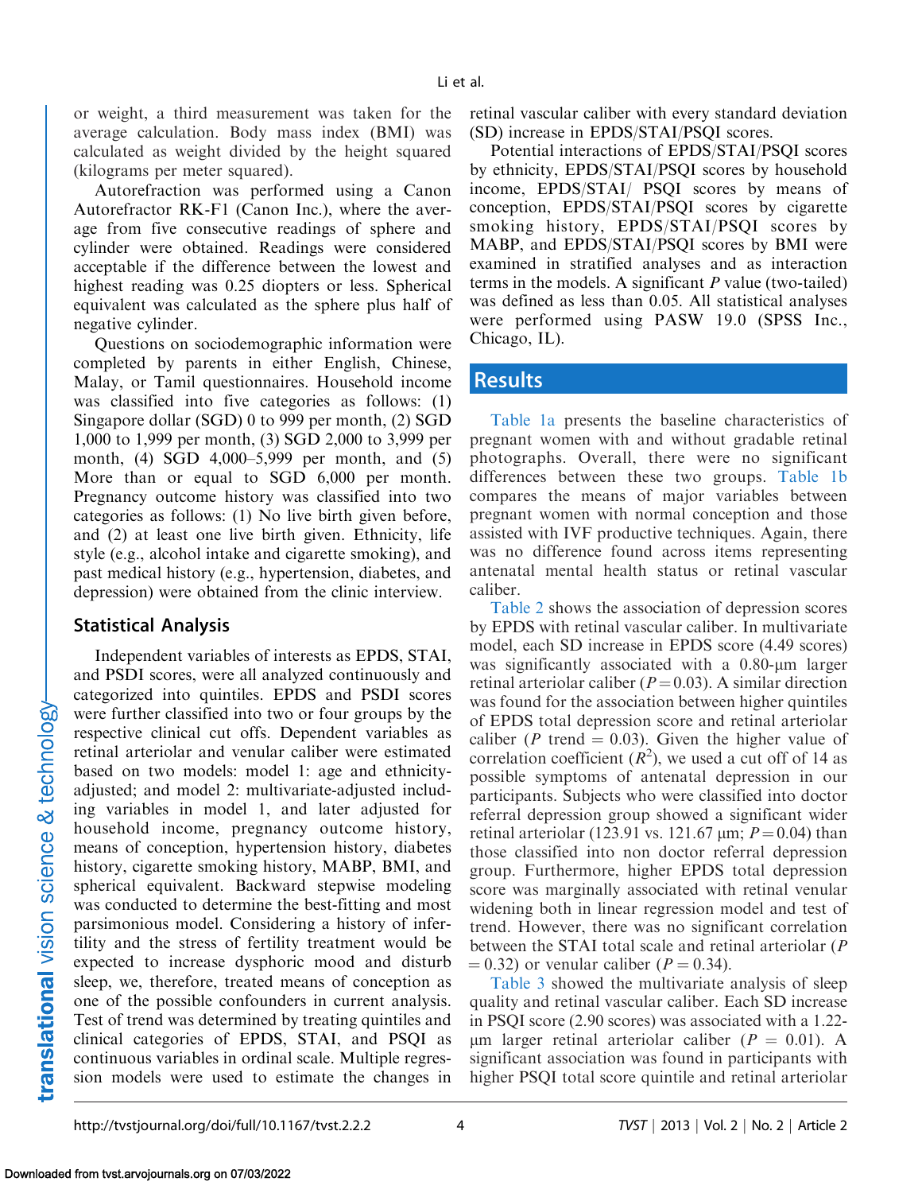or weight, a third measurement was taken for the average calculation. Body mass index (BMI) was calculated as weight divided by the height squared (kilograms per meter squared).

Autorefraction was performed using a Canon Autorefractor RK-F1 (Canon Inc.), where the average from five consecutive readings of sphere and cylinder were obtained. Readings were considered acceptable if the difference between the lowest and highest reading was 0.25 diopters or less. Spherical equivalent was calculated as the sphere plus half of negative cylinder.

Questions on sociodemographic information were completed by parents in either English, Chinese, Malay, or Tamil questionnaires. Household income was classified into five categories as follows: (1) Singapore dollar (SGD) 0 to 999 per month, (2) SGD 1,000 to 1,999 per month, (3) SGD 2,000 to 3,999 per month, (4) SGD 4,000–5,999 per month, and (5) More than or equal to SGD 6,000 per month. Pregnancy outcome history was classified into two categories as follows: (1) No live birth given before, and (2) at least one live birth given. Ethnicity, life style (e.g., alcohol intake and cigarette smoking), and past medical history (e.g., hypertension, diabetes, and depression) were obtained from the clinic interview.

## Statistical Analysis

Independent variables of interests as EPDS, STAI, and PSDI scores, were all analyzed continuously and categorized into quintiles. EPDS and PSDI scores were further classified into two or four groups by the respective clinical cut offs. Dependent variables as retinal arteriolar and venular caliber were estimated based on two models: model 1: age and ethnicity-adjusted; and model 2: multivariate-adjusted including variables in model 1, and later adjusted for household income, pregnancy outcome history, means of conception, hypertension history, diabetes history, cigarette smoking history, MABP, BMI, and spherical equivalent. Backward stepwise modeling was conducted to determine the best-fitting and most parsimonious model. Considering a history of infertility and the stress of fertility treatment would be expected to increase dysphoric mood and disturb sleep, we, therefore, treated means of conception as one of the possible confounders in current analysis. Test of trend was determined by treating quintiles and clinical categories of EPDS, STAI, and PSQI as continuous variables in ordinal scale. Multiple regression models were used to estimate the changes in retinal vascular caliber with every standard deviation (SD) increase in EPDS/STAI/PSQI scores.

Potential interactions of EPDS/STAI/PSQI scores by ethnicity, EPDS/STAI/PSQI scores by household income, EPDS/STAI/ PSQI scores by means of conception, EPDS/STAI/PSQI scores by cigarette smoking history, EPDS/STAI/PSQI scores by MABP, and EPDS/STAI/PSQI scores by BMI were examined in stratified analyses and as interaction terms in the models. A significant *P* value (two-tailed) was defined as less than 0.05. All statistical analyses were performed using PASW 19.0 (SPSS Inc., Chicago, IL).

## Results

Table 1a presents the baseline characteristics of pregnant women with and without gradable retinal photographs. Overall, there were no significant differences between these two groups. Table 1b compares the means of major variables between pregnant women with normal conception and those assisted with IVF productive techniques. Again, there was no difference found across items representing antenatal mental health status or retinal vascular caliber.

Table 2 shows the association of depression scores by EPDS with retinal vascular caliber. In multivariate model, each SD increase in EPDS score (4.49 scores) was significantly associated with a 0.80-μm larger retinal arteriolar caliber ($P = 0.03$). A similar direction was found for the association between higher quintiles of EPDS total depression score and retinal arteriolar caliber ($P$ trend $= 0.03$). Given the higher value of correlation coefficient ($R^2$), we used a cut off of 14 as possible symptoms of antenatal depression in our participants. Subjects who were classified into doctor referral depression group showed a significant wider retinal arteriolar (123.91 vs. 121.67 μm; $P = 0.04$) than those classified into non doctor referral depression group. Furthermore, higher EPDS total depression score was marginally associated with retinal venular widening both in linear regression model and test of trend. However, there was no significant correlation between the STAI total scale and retinal arteriolar ($P = 0.32$) or venular caliber ($P = 0.34$).

Table 3 showed the multivariate analysis of sleep quality and retinal vascular caliber. Each SD increase in PSQI score (2.90 scores) was associated with a 1.22-μm larger retinal arteriolar caliber ($P = 0.01$). A significant association was found in participants with higher PSQI total score quintile and retinal arteriolar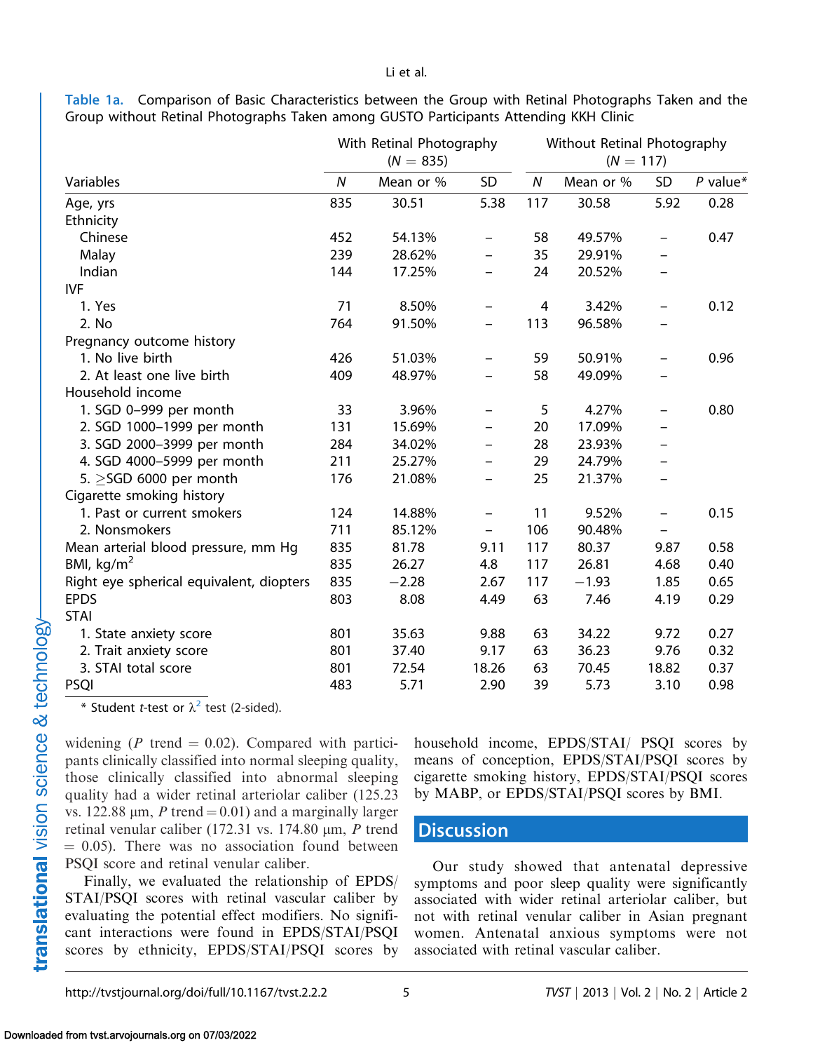**Table 1a.** Comparison of Basic Characteristics between the Group with Retinal Photographs Taken and the Group without Retinal Photographs Taken among GUSTO Participants Attending KKH Clinic

| | With Retinal Photography (N = 835) | | | Without Retinal Photography (N = 117) | | | |
|---|---|---|---|---|---|---|---|
| Variables | N | Mean or % | SD | N | Mean or % | SD | P value* |
| Age, yrs | 835 | 30.51 | 5.38 | 117 | 30.58 | 5.92 | 0.28 |
| Ethnicity | | | | | | | |
| Chinese | 452 | 54.13% | – | 58 | 49.57% | – | 0.47 |
| Malay | 239 | 28.62% | – | 35 | 29.91% | – | |
| Indian | 144 | 17.25% | – | 24 | 20.52% | – | |
| IVF | | | | | | | |
| 1. Yes | 71 | 8.50% | – | 4 | 3.42% | – | 0.12 |
| 2. No | 764 | 91.50% | – | 113 | 96.58% | – | |
| Pregnancy outcome history | | | | | | | |
| 1. No live birth | 426 | 51.03% | – | 59 | 50.91% | – | 0.96 |
| 2. At least one live birth | 409 | 48.97% | – | 58 | 49.09% | – | |
| Household income | | | | | | | |
| 1. SGD 0–999 per month | 33 | 3.96% | – | 5 | 4.27% | – | 0.80 |
| 2. SGD 1000–1999 per month | 131 | 15.69% | – | 20 | 17.09% | – | |
| 3. SGD 2000–3999 per month | 284 | 34.02% | – | 28 | 23.93% | – | |
| 4. SGD 4000–5999 per month | 211 | 25.27% | – | 29 | 24.79% | – | |
| 5. ≥SGD 6000 per month | 176 | 21.08% | – | 25 | 21.37% | – | |
| Cigarette smoking history | | | | | | | |
| 1. Past or current smokers | 124 | 14.88% | – | 11 | 9.52% | – | 0.15 |
| 2. Nonsmokers | 711 | 85.12% | – | 106 | 90.48% | – | |
| Mean arterial blood pressure, mm Hg | 835 | 81.78 | 9.11 | 117 | 80.37 | 9.87 | 0.58 |
| BMI, kg/m$^2$ | 835 | 26.27 | 4.8 | 117 | 26.81 | 4.68 | 0.40 |
| Right eye spherical equivalent, diopters | 835 | −2.28 | 2.67 | 117 | −1.93 | 1.85 | 0.65 |
| EPDS | 803 | 8.08 | 4.49 | 63 | 7.46 | 4.19 | 0.29 |
| STAI | | | | | | | |
| 1. State anxiety score | 801 | 35.63 | 9.88 | 63 | 34.22 | 9.72 | 0.27 |
| 2. Trait anxiety score | 801 | 37.40 | 9.17 | 63 | 36.23 | 9.76 | 0.32 |
| 3. STAI total score | 801 | 72.54 | 18.26 | 63 | 70.45 | 18.82 | 0.37 |
| PSQI | 483 | 5.71 | 2.90 | 39 | 5.73 | 3.10 | 0.98 |

\* Student *t*-test or $\lambda^2$ test (2-sided).

widening ($P$ trend = 0.02). Compared with participants clinically classified into normal sleeping quality, those clinically classified into abnormal sleeping quality had a wider retinal arteriolar caliber (125.23 vs. 122.88 μm, $P$ trend = 0.01) and a marginally larger retinal venular caliber (172.31 vs. 174.80 μm, $P$ trend = 0.05). There was no association found between PSQI score and retinal venular caliber.

Finally, we evaluated the relationship of EPDS/STAI/PSQI scores with retinal vascular caliber by evaluating the potential effect modifiers. No significant interactions were found in EPDS/STAI/PSQI scores by ethnicity, EPDS/STAI/PSQI scores by household income, EPDS/STAI/ PSQI scores by means of conception, EPDS/STAI/PSQI scores by cigarette smoking history, EPDS/STAI/PSQI scores by MABP, or EPDS/STAI/PSQI scores by BMI.

## Discussion

Our study showed that antenatal depressive symptoms and poor sleep quality were significantly associated with wider retinal arteriolar caliber, but not with retinal venular caliber in Asian pregnant women. Antenatal anxious symptoms were not associated with retinal vascular caliber.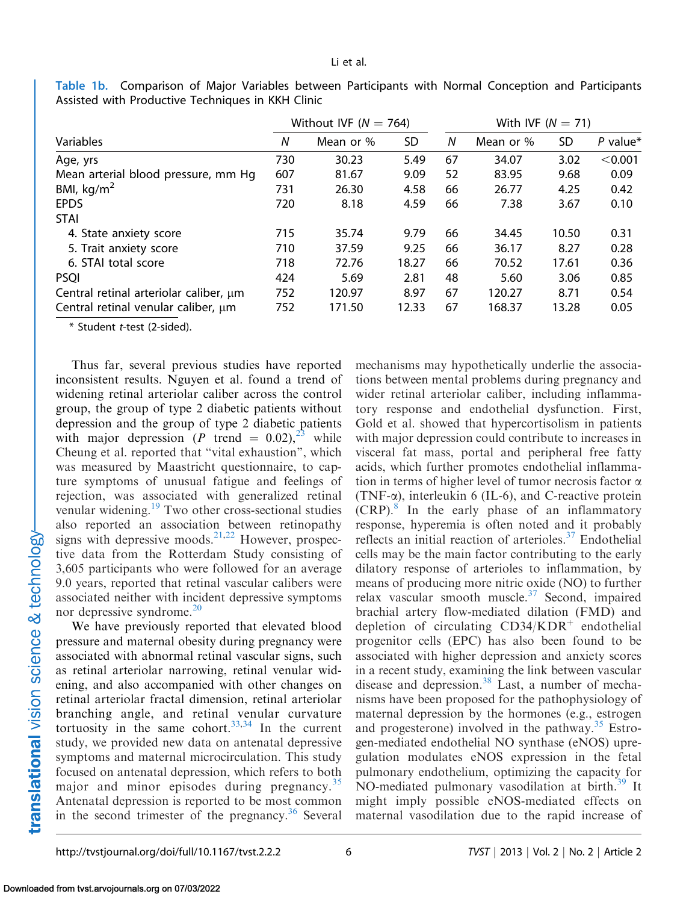**Table 1b.** Comparison of Major Variables between Participants with Normal Conception and Participants Assisted with Productive Techniques in KKH Clinic

| | Without IVF ($N = 764$) | | | With IVF ($N = 71$) | | | |
|---|---|---|---|---|---|---|---|
| Variables | *N* | Mean or % | SD | *N* | Mean or % | SD | *P* value* |
| Age, yrs | 730 | 30.23 | 5.49 | 67 | 34.07 | 3.02 | <0.001 |
| Mean arterial blood pressure, mm Hg | 607 | 81.67 | 9.09 | 52 | 83.95 | 9.68 | 0.09 |
| BMI, kg/m$^2$ | 731 | 26.30 | 4.58 | 66 | 26.77 | 4.25 | 0.42 |
| EPDS | 720 | 8.18 | 4.59 | 66 | 7.38 | 3.67 | 0.10 |
| STAI | | | | | | | |
| 4. State anxiety score | 715 | 35.74 | 9.79 | 66 | 34.45 | 10.50 | 0.31 |
| 5. Trait anxiety score | 710 | 37.59 | 9.25 | 66 | 36.17 | 8.27 | 0.28 |
| 6. STAI total score | 718 | 72.76 | 18.27 | 66 | 70.52 | 17.61 | 0.36 |
| PSQI | 424 | 5.69 | 2.81 | 48 | 5.60 | 3.06 | 0.85 |
| Central retinal arteriolar caliber, μm | 752 | 120.97 | 8.97 | 67 | 120.27 | 8.71 | 0.54 |
| Central retinal venular caliber, μm | 752 | 171.50 | 12.33 | 67 | 168.37 | 13.28 | 0.05 |

\* Student *t*-test (2-sided).

Thus far, several previous studies have reported inconsistent results. Nguyen et al. found a trend of widening retinal arteriolar caliber across the control group, the group of type 2 diabetic patients without depression and the group of type 2 diabetic patients with major depression (*P* trend = 0.02),[23] while Cheung et al. reported that "vital exhaustion", which was measured by Maastricht questionnaire, to capture symptoms of unusual fatigue and feelings of rejection, was associated with generalized retinal venular widening.[19] Two other cross-sectional studies also reported an association between retinopathy signs with depressive moods.[21,22] However, prospective data from the Rotterdam Study consisting of 3,605 participants who were followed for an average 9.0 years, reported that retinal vascular calibers were associated neither with incident depressive symptoms nor depressive syndrome.[20]

We have previously reported that elevated blood pressure and maternal obesity during pregnancy were associated with abnormal retinal vascular signs, such as retinal arteriolar narrowing, retinal venular widening, and also accompanied with other changes on retinal arteriolar fractal dimension, retinal arteriolar branching angle, and retinal venular curvature tortuosity in the same cohort.[33,34] In the current study, we provided new data on antenatal depressive symptoms and maternal microcirculation. This study focused on antenatal depression, which refers to both major and minor episodes during pregnancy.[35] Antenatal depression is reported to be most common in the second trimester of the pregnancy.[36] Several mechanisms may hypothetically underlie the associations between mental problems during pregnancy and wider retinal arteriolar caliber, including inflammatory response and endothelial dysfunction. First, Gold et al. showed that hypercortisolism in patients with major depression could contribute to increases in visceral fat mass, portal and peripheral free fatty acids, which further promotes endothelial inflammation in terms of higher level of tumor necrosis factor α (TNF-α), interleukin 6 (IL-6), and C-reactive protein (CRP).[8] In the early phase of an inflammatory response, hyperemia is often noted and it probably reflects an initial reaction of arterioles.[37] Endothelial cells may be the main factor contributing to the early dilatory response of arterioles to inflammation, by means of producing more nitric oxide (NO) to further relax vascular smooth muscle.[37] Second, impaired brachial artery flow-mediated dilation (FMD) and depletion of circulating CD34/KDR$^+$ endothelial progenitor cells (EPC) has also been found to be associated with higher depression and anxiety scores in a recent study, examining the link between vascular disease and depression.[38] Last, a number of mechanisms have been proposed for the pathophysiology of maternal depression by the hormones (e.g., estrogen and progesterone) involved in the pathway.[35] Estrogen-mediated endothelial NO synthase (eNOS) upregulation modulates eNOS expression in the fetal pulmonary endothelium, optimizing the capacity for NO-mediated pulmonary vasodilation at birth.[39] It might imply possible eNOS-mediated effects on maternal vasodilation due to the rapid increase of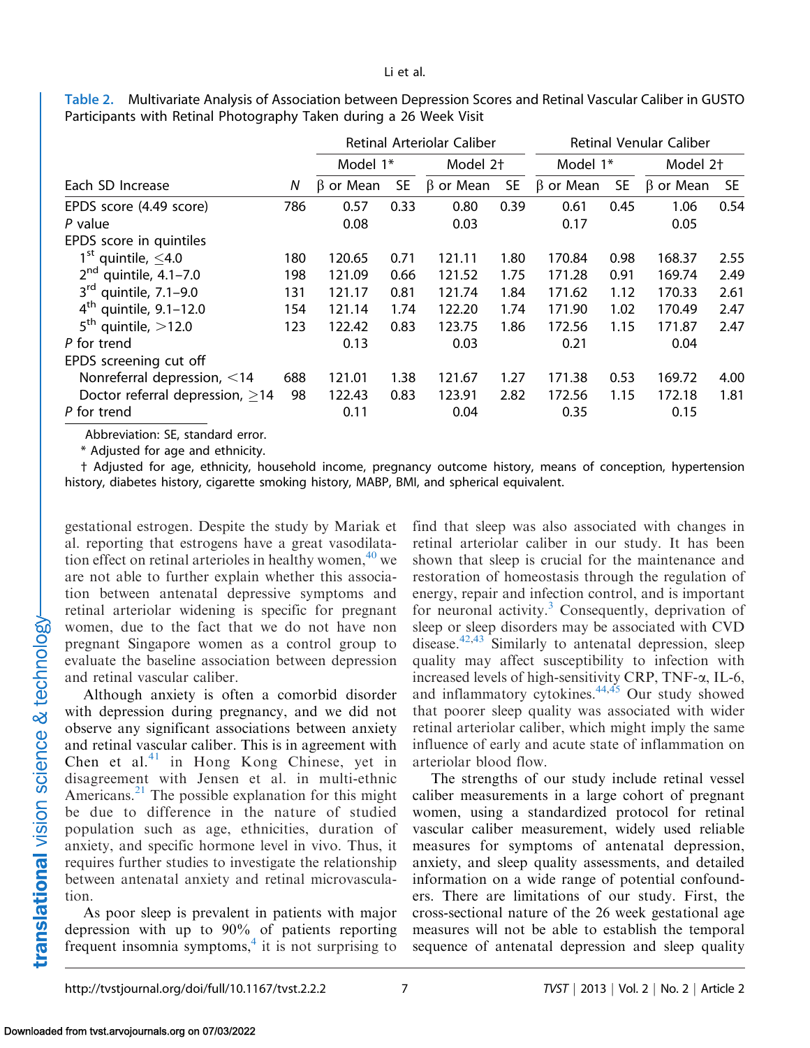**Table 2.** Multivariate Analysis of Association between Depression Scores and Retinal Vascular Caliber in GUSTO Participants with Retinal Photography Taken during a 26 Week Visit

| | | Retinal Arteriolar Caliber | | | | Retinal Venular Caliber | | | |
|---|---|---|---|---|---|---|---|---|---|
| | | Model 1* | | Model 2† | | Model 1* | | Model 2† | |
| Each SD Increase | N | β or Mean | SE | β or Mean | SE | β or Mean | SE | β or Mean | SE |
| EPDS score (4.49 score) | 786 | 0.57 | 0.33 | 0.80 | 0.39 | 0.61 | 0.45 | 1.06 | 0.54 |
| P value | | 0.08 | | 0.03 | | 0.17 | | 0.05 | |
| EPDS score in quintiles | | | | | | | | | |
| 1st quintile, ≤4.0 | 180 | 120.65 | 0.71 | 121.11 | 1.80 | 170.84 | 0.98 | 168.37 | 2.55 |
| 2nd quintile, 4.1–7.0 | 198 | 121.09 | 0.66 | 121.52 | 1.75 | 171.28 | 0.91 | 169.74 | 2.49 |
| 3rd quintile, 7.1–9.0 | 131 | 121.17 | 0.81 | 121.74 | 1.84 | 171.62 | 1.12 | 170.33 | 2.61 |
| 4th quintile, 9.1–12.0 | 154 | 121.14 | 1.74 | 122.20 | 1.74 | 171.90 | 1.02 | 170.49 | 2.47 |
| 5th quintile, >12.0 | 123 | 122.42 | 0.83 | 123.75 | 1.86 | 172.56 | 1.15 | 171.87 | 2.47 |
| P for trend | | 0.13 | | 0.03 | | 0.21 | | 0.04 | |
| EPDS screening cut off | | | | | | | | | |
| Nonreferral depression, <14 | 688 | 121.01 | 1.38 | 121.67 | 1.27 | 171.38 | 0.53 | 169.72 | 4.00 |
| Doctor referral depression, ≥14 | 98 | 122.43 | 0.83 | 123.91 | 2.82 | 172.56 | 1.15 | 172.18 | 1.81 |
| P for trend | | 0.11 | | 0.04 | | 0.35 | | 0.15 | |

Abbreviation: SE, standard error.

\* Adjusted for age and ethnicity.

† Adjusted for age, ethnicity, household income, pregnancy outcome history, means of conception, hypertension history, diabetes history, cigarette smoking history, MABP, BMI, and spherical equivalent.

gestational estrogen. Despite the study by Mariak et al. reporting that estrogens have a great vasodilatation effect on retinal arterioles in healthy women,[40] we are not able to further explain whether this association between antenatal depressive symptoms and retinal arteriolar widening is specific for pregnant women, due to the fact that we do not have non pregnant Singapore women as a control group to evaluate the baseline association between depression and retinal vascular caliber.

Although anxiety is often a comorbid disorder with depression during pregnancy, and we did not observe any significant associations between anxiety and retinal vascular caliber. This is in agreement with Chen et al.[41] in Hong Kong Chinese, yet in disagreement with Jensen et al. in multi-ethnic Americans.[21] The possible explanation for this might be due to difference in the nature of studied population such as age, ethnicities, duration of anxiety, and specific hormone level in vivo. Thus, it requires further studies to investigate the relationship between antenatal anxiety and retinal microvasculation.

As poor sleep is prevalent in patients with major depression with up to 90% of patients reporting frequent insomnia symptoms,[4] it is not surprising to find that sleep was also associated with changes in retinal arteriolar caliber in our study. It has been shown that sleep is crucial for the maintenance and restoration of homeostasis through the regulation of energy, repair and infection control, and is important for neuronal activity.[3] Consequently, deprivation of sleep or sleep disorders may be associated with CVD disease.[42,43] Similarly to antenatal depression, sleep quality may affect susceptibility to infection with increased levels of high-sensitivity CRP, TNF-α, IL-6, and inflammatory cytokines.[44,45] Our study showed that poorer sleep quality was associated with wider retinal arteriolar caliber, which might imply the same influence of early and acute state of inflammation on arteriolar blood flow.

The strengths of our study include retinal vessel caliber measurements in a large cohort of pregnant women, using a standardized protocol for retinal vascular caliber measurement, widely used reliable measures for symptoms of antenatal depression, anxiety, and sleep quality assessments, and detailed information on a wide range of potential confounders. There are limitations of our study. First, the cross-sectional nature of the 26 week gestational age measures will not be able to establish the temporal sequence of antenatal depression and sleep quality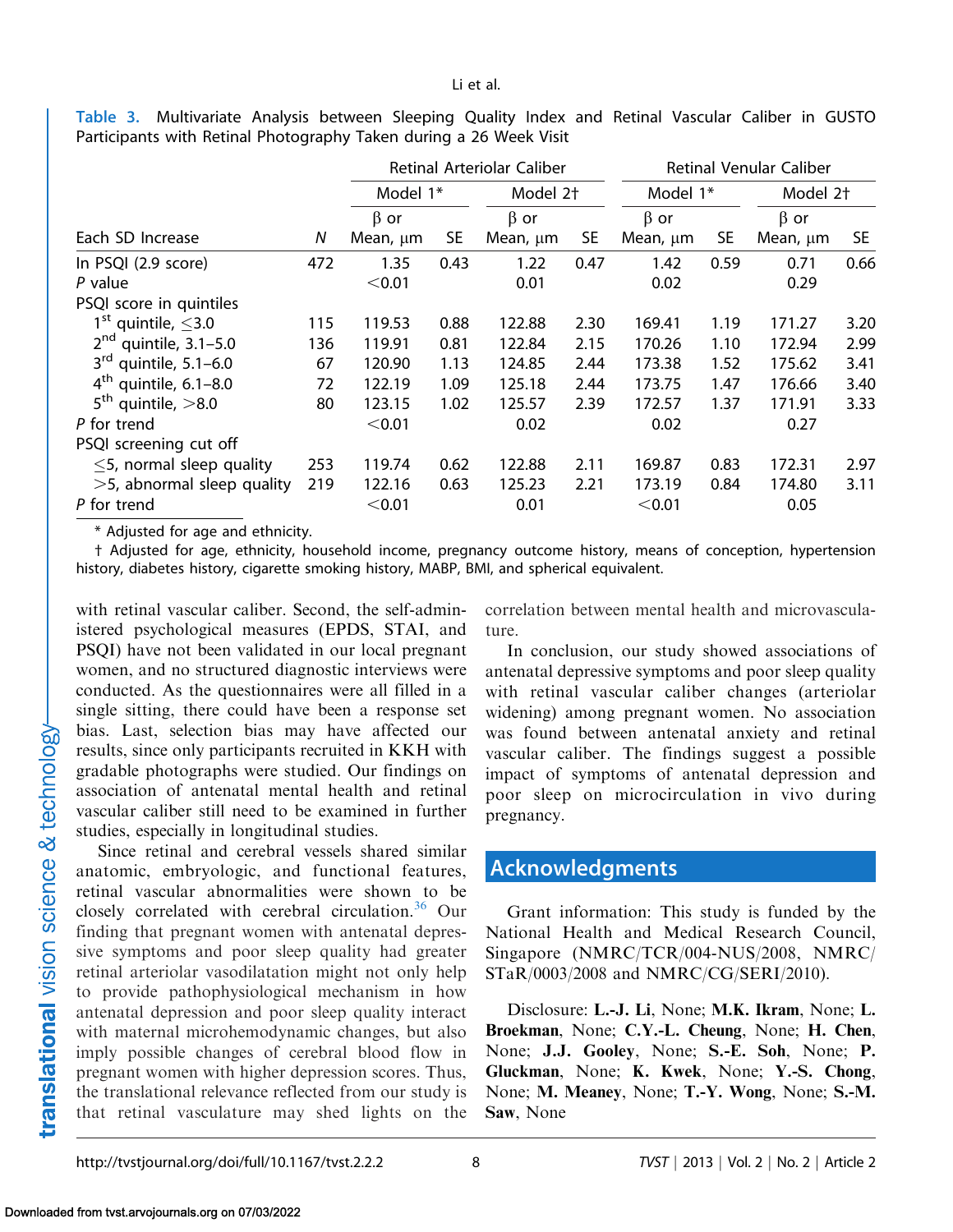Table 3. Multivariate Analysis between Sleeping Quality Index and Retinal Vascular Caliber in GUSTO Participants with Retinal Photography Taken during a 26 Week Visit

| | | Retinal Arteriolar Caliber | | | | Retinal Venular Caliber | | | |
|---|---|---|---|---|---|---|---|---|---|
| | | Model 1* | | Model 2† | | Model 1* | | Model 2† | |
| Each SD Increase | *N* | β or Mean, μm | SE | β or Mean, μm | SE | β or Mean, μm | SE | β or Mean, μm | SE |
| In PSQI (2.9 score) | 472 | 1.35 | 0.43 | 1.22 | 0.47 | 1.42 | 0.59 | 0.71 | 0.66 |
| *P* value | | <0.01 | | 0.01 | | 0.02 | | 0.29 | |
| PSQI score in quintiles | | | | | | | | | |
| 1st quintile, ≤3.0 | 115 | 119.53 | 0.88 | 122.88 | 2.30 | 169.41 | 1.19 | 171.27 | 3.20 |
| 2nd quintile, 3.1–5.0 | 136 | 119.91 | 0.81 | 122.84 | 2.15 | 170.26 | 1.10 | 172.94 | 2.99 |
| 3rd quintile, 5.1–6.0 | 67 | 120.90 | 1.13 | 124.85 | 2.44 | 173.38 | 1.52 | 175.62 | 3.41 |
| 4th quintile, 6.1–8.0 | 72 | 122.19 | 1.09 | 125.18 | 2.44 | 173.75 | 1.47 | 176.66 | 3.40 |
| 5th quintile, >8.0 | 80 | 123.15 | 1.02 | 125.57 | 2.39 | 172.57 | 1.37 | 171.91 | 3.33 |
| *P* for trend | | <0.01 | | 0.02 | | 0.02 | | 0.27 | |
| PSQI screening cut off | | | | | | | | | |
| ≤5, normal sleep quality | 253 | 119.74 | 0.62 | 122.88 | 2.11 | 169.87 | 0.83 | 172.31 | 2.97 |
| >5, abnormal sleep quality | 219 | 122.16 | 0.63 | 125.23 | 2.21 | 173.19 | 0.84 | 174.80 | 3.11 |
| *P* for trend | | <0.01 | | 0.01 | | <0.01 | | 0.05 | |

\* Adjusted for age and ethnicity.

† Adjusted for age, ethnicity, household income, pregnancy outcome history, means of conception, hypertension history, diabetes history, cigarette smoking history, MABP, BMI, and spherical equivalent.

with retinal vascular caliber. Second, the self-administered psychological measures (EPDS, STAI, and PSQI) have not been validated in our local pregnant women, and no structured diagnostic interviews were conducted. As the questionnaires were all filled in a single sitting, there could have been a response set bias. Last, selection bias may have affected our results, since only participants recruited in KKH with gradable photographs were studied. Our findings on association of antenatal mental health and retinal vascular caliber still need to be examined in further studies, especially in longitudinal studies.

Since retinal and cerebral vessels shared similar anatomic, embryologic, and functional features, retinal vascular abnormalities were shown to be closely correlated with cerebral circulation.[36] Our finding that pregnant women with antenatal depressive symptoms and poor sleep quality had greater retinal arteriolar vasodilatation might not only help to provide pathophysiological mechanism in how antenatal depression and poor sleep quality interact with maternal microhemodynamic changes, but also imply possible changes of cerebral blood flow in pregnant women with higher depression scores. Thus, the translational relevance reflected from our study is that retinal vasculature may shed lights on the correlation between mental health and microvasculature.

In conclusion, our study showed associations of antenatal depressive symptoms and poor sleep quality with retinal vascular caliber changes (arteriolar widening) among pregnant women. No association was found between antenatal anxiety and retinal vascular caliber. The findings suggest a possible impact of symptoms of antenatal depression and poor sleep on microcirculation in vivo during pregnancy.

## Acknowledgments

Grant information: This study is funded by the National Health and Medical Research Council, Singapore (NMRC/TCR/004-NUS/2008, NMRC/STaR/0003/2008 and NMRC/CG/SERI/2010).

Disclosure: **L.-J. Li**, None; **M.K. Ikram**, None; **L. Broekman**, None; **C.Y.-L. Cheung**, None; **H. Chen**, None; **J.J. Gooley**, None; **S.-E. Soh**, None; **P. Gluckman**, None; **K. Kwek**, None; **Y.-S. Chong**, None; **M. Meaney**, None; **T.-Y. Wong**, None; **S.-M. Saw**, None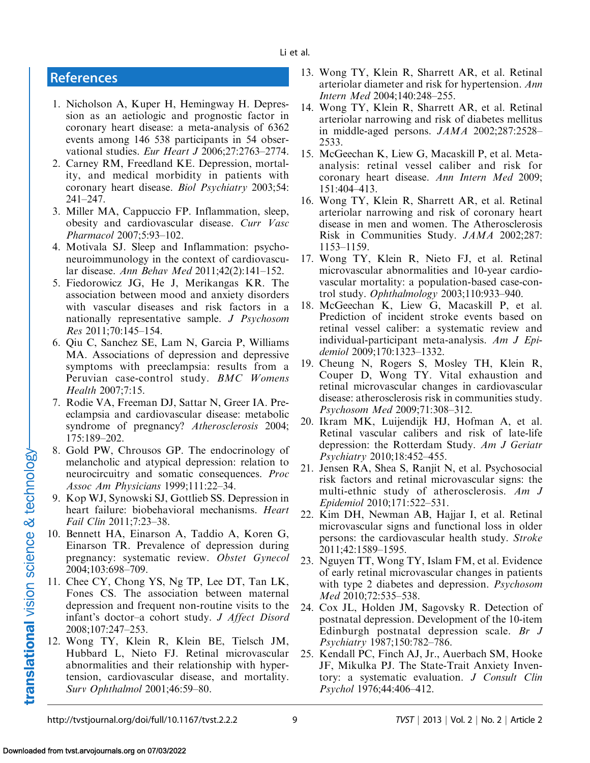## References

1. Nicholson A, Kuper H, Hemingway H. Depression as an aetiologic and prognostic factor in coronary heart disease: a meta-analysis of 6362 events among 146 538 participants in 54 observational studies. *Eur Heart J* 2006;27:2763–2774.
2. Carney RM, Freedland KE. Depression, mortality, and medical morbidity in patients with coronary heart disease. *Biol Psychiatry* 2003;54: 241–247.
3. Miller MA, Cappuccio FP. Inflammation, sleep, obesity and cardiovascular disease. *Curr Vasc Pharmacol* 2007;5:93–102.
4. Motivala SJ. Sleep and Inflammation: psychoneuroimmunology in the context of cardiovascular disease. *Ann Behav Med* 2011;42(2):141–152.
5. Fiedorowicz JG, He J, Merikangas KR. The association between mood and anxiety disorders with vascular diseases and risk factors in a nationally representative sample. *J Psychosom Res* 2011;70:145–154.
6. Qiu C, Sanchez SE, Lam N, Garcia P, Williams MA. Associations of depression and depressive symptoms with preeclampsia: results from a Peruvian case-control study. *BMC Womens Health* 2007;7:15.
7. Rodie VA, Freeman DJ, Sattar N, Greer IA. Preeclampsia and cardiovascular disease: metabolic syndrome of pregnancy? *Atherosclerosis* 2004; 175:189–202.
8. Gold PW, Chrousos GP. The endocrinology of melancholic and atypical depression: relation to neurocircuitry and somatic consequences. *Proc Assoc Am Physicians* 1999;111:22–34.
9. Kop WJ, Synowski SJ, Gottlieb SS. Depression in heart failure: biobehavioral mechanisms. *Heart Fail Clin* 2011;7:23–38.
10. Bennett HA, Einarson A, Taddio A, Koren G, Einarson TR. Prevalence of depression during pregnancy: systematic review. *Obstet Gynecol* 2004;103:698–709.
11. Chee CY, Chong YS, Ng TP, Lee DT, Tan LK, Fones CS. The association between maternal depression and frequent non-routine visits to the infant's doctor–a cohort study. *J Affect Disord* 2008;107:247–253.
12. Wong TY, Klein R, Klein BE, Tielsch JM, Hubbard L, Nieto FJ. Retinal microvascular abnormalities and their relationship with hypertension, cardiovascular disease, and mortality. *Surv Ophthalmol* 2001;46:59–80.
13. Wong TY, Klein R, Sharrett AR, et al. Retinal arteriolar diameter and risk for hypertension. *Ann Intern Med* 2004;140:248–255.
14. Wong TY, Klein R, Sharrett AR, et al. Retinal arteriolar narrowing and risk of diabetes mellitus in middle-aged persons. *JAMA* 2002;287:2528–2533.
15. McGeechan K, Liew G, Macaskill P, et al. Meta-analysis: retinal vessel caliber and risk for coronary heart disease. *Ann Intern Med* 2009; 151:404–413.
16. Wong TY, Klein R, Sharrett AR, et al. Retinal arteriolar narrowing and risk of coronary heart disease in men and women. The Atherosclerosis Risk in Communities Study. *JAMA* 2002;287: 1153–1159.
17. Wong TY, Klein R, Nieto FJ, et al. Retinal microvascular abnormalities and 10-year cardiovascular mortality: a population-based case-control study. *Ophthalmology* 2003;110:933–940.
18. McGeechan K, Liew G, Macaskill P, et al. Prediction of incident stroke events based on retinal vessel caliber: a systematic review and individual-participant meta-analysis. *Am J Epidemiol* 2009;170:1323–1332.
19. Cheung N, Rogers S, Mosley TH, Klein R, Couper D, Wong TY. Vital exhaustion and retinal microvascular changes in cardiovascular disease: atherosclerosis risk in communities study. *Psychosom Med* 2009;71:308–312.
20. Ikram MK, Luijendijk HJ, Hofman A, et al. Retinal vascular calibers and risk of late-life depression: the Rotterdam Study. *Am J Geriatr Psychiatry* 2010;18:452–455.
21. Jensen RA, Shea S, Ranjit N, et al. Psychosocial risk factors and retinal microvascular signs: the multi-ethnic study of atherosclerosis. *Am J Epidemiol* 2010;171:522–531.
22. Kim DH, Newman AB, Hajjar I, et al. Retinal microvascular signs and functional loss in older persons: the cardiovascular health study. *Stroke* 2011;42:1589–1595.
23. Nguyen TT, Wong TY, Islam FM, et al. Evidence of early retinal microvascular changes in patients with type 2 diabetes and depression. *Psychosom Med* 2010;72:535–538.
24. Cox JL, Holden JM, Sagovsky R. Detection of postnatal depression. Development of the 10-item Edinburgh postnatal depression scale. *Br J Psychiatry* 1987;150:782–786.
25. Kendall PC, Finch AJ, Jr., Auerbach SM, Hooke JF, Mikulka PJ. The State-Trait Anxiety Inventory: a systematic evaluation. *J Consult Clin Psychol* 1976;44:406–412.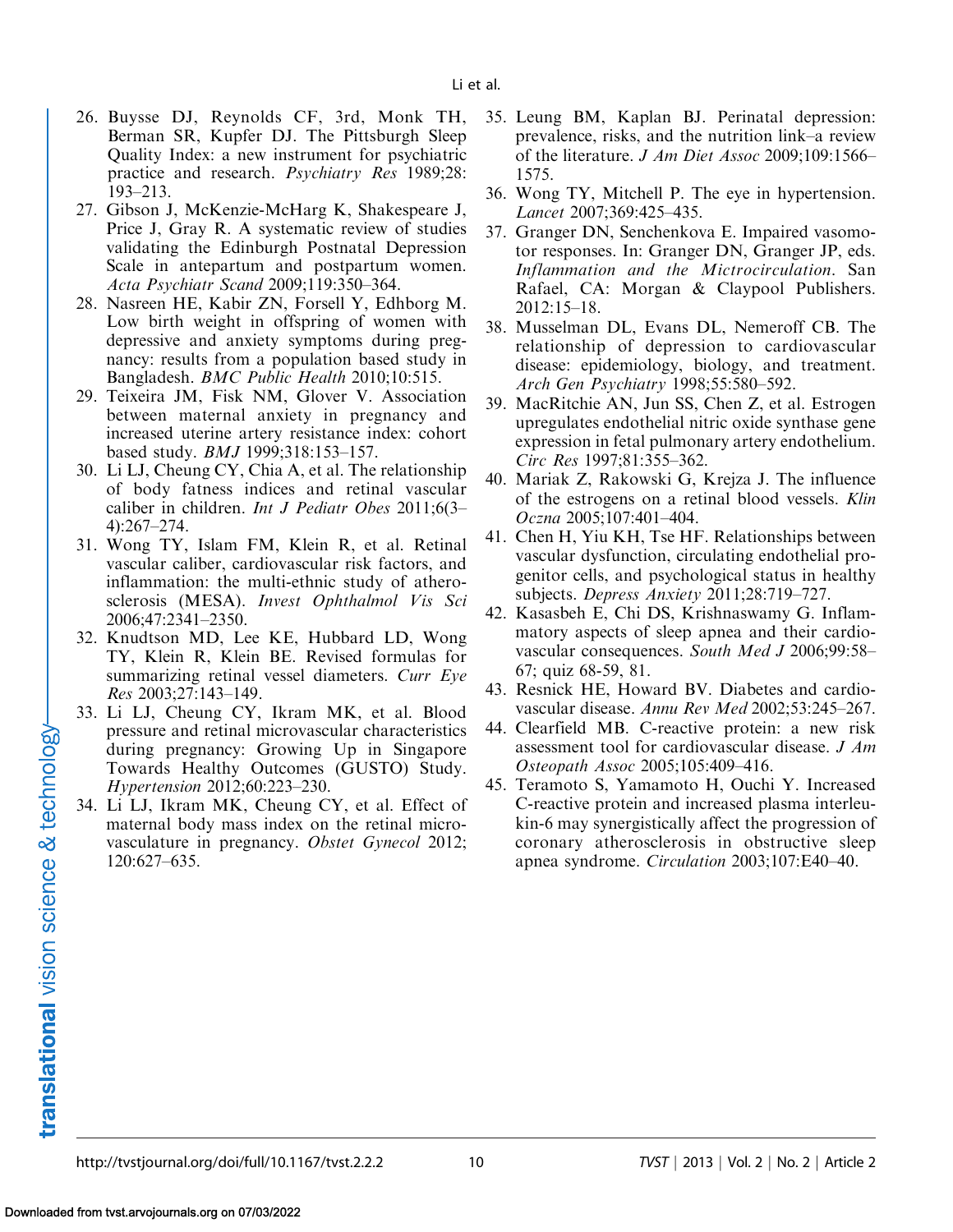26. Buysse DJ, Reynolds CF, 3rd, Monk TH, Berman SR, Kupfer DJ. The Pittsburgh Sleep Quality Index: a new instrument for psychiatric practice and research. *Psychiatry Res* 1989;28: 193–213.
27. Gibson J, McKenzie-McHarg K, Shakespeare J, Price J, Gray R. A systematic review of studies validating the Edinburgh Postnatal Depression Scale in antepartum and postpartum women. *Acta Psychiatr Scand* 2009;119:350–364.
28. Nasreen HE, Kabir ZN, Forsell Y, Edhborg M. Low birth weight in offspring of women with depressive and anxiety symptoms during pregnancy: results from a population based study in Bangladesh. *BMC Public Health* 2010;10:515.
29. Teixeira JM, Fisk NM, Glover V. Association between maternal anxiety in pregnancy and increased uterine artery resistance index: cohort based study. *BMJ* 1999;318:153–157.
30. Li LJ, Cheung CY, Chia A, et al. The relationship of body fatness indices and retinal vascular caliber in children. *Int J Pediatr Obes* 2011;6(3–4):267–274.
31. Wong TY, Islam FM, Klein R, et al. Retinal vascular caliber, cardiovascular risk factors, and inflammation: the multi-ethnic study of atherosclerosis (MESA). *Invest Ophthalmol Vis Sci* 2006;47:2341–2350.
32. Knudtson MD, Lee KE, Hubbard LD, Wong TY, Klein R, Klein BE. Revised formulas for summarizing retinal vessel diameters. *Curr Eye Res* 2003;27:143–149.
33. Li LJ, Cheung CY, Ikram MK, et al. Blood pressure and retinal microvascular characteristics during pregnancy: Growing Up in Singapore Towards Healthy Outcomes (GUSTO) Study. *Hypertension* 2012;60:223–230.
34. Li LJ, Ikram MK, Cheung CY, et al. Effect of maternal body mass index on the retinal microvasculature in pregnancy. *Obstet Gynecol* 2012; 120:627–635.
35. Leung BM, Kaplan BJ. Perinatal depression: prevalence, risks, and the nutrition link–a review of the literature. *J Am Diet Assoc* 2009;109:1566–1575.
36. Wong TY, Mitchell P. The eye in hypertension. *Lancet* 2007;369:425–435.
37. Granger DN, Senchenkova E. Impaired vasomotor responses. In: Granger DN, Granger JP, eds. *Inflammation and the Mictrocirculation*. San Rafael, CA: Morgan & Claypool Publishers. 2012:15–18.
38. Musselman DL, Evans DL, Nemeroff CB. The relationship of depression to cardiovascular disease: epidemiology, biology, and treatment. *Arch Gen Psychiatry* 1998;55:580–592.
39. MacRitchie AN, Jun SS, Chen Z, et al. Estrogen upregulates endothelial nitric oxide synthase gene expression in fetal pulmonary artery endothelium. *Circ Res* 1997;81:355–362.
40. Mariak Z, Rakowski G, Krejza J. The influence of the estrogens on a retinal blood vessels. *Klin Oczna* 2005;107:401–404.
41. Chen H, Yiu KH, Tse HF. Relationships between vascular dysfunction, circulating endothelial progenitor cells, and psychological status in healthy subjects. *Depress Anxiety* 2011;28:719–727.
42. Kasasbeh E, Chi DS, Krishnaswamy G. Inflammatory aspects of sleep apnea and their cardiovascular consequences. *South Med J* 2006;99:58–67; quiz 68-59, 81.
43. Resnick HE, Howard BV. Diabetes and cardiovascular disease. *Annu Rev Med* 2002;53:245–267.
44. Clearfield MB. C-reactive protein: a new risk assessment tool for cardiovascular disease. *J Am Osteopath Assoc* 2005;105:409–416.
45. Teramoto S, Yamamoto H, Ouchi Y. Increased C-reactive protein and increased plasma interleukin-6 may synergistically affect the progression of coronary atherosclerosis in obstructive sleep apnea syndrome. *Circulation* 2003;107:E40–40.